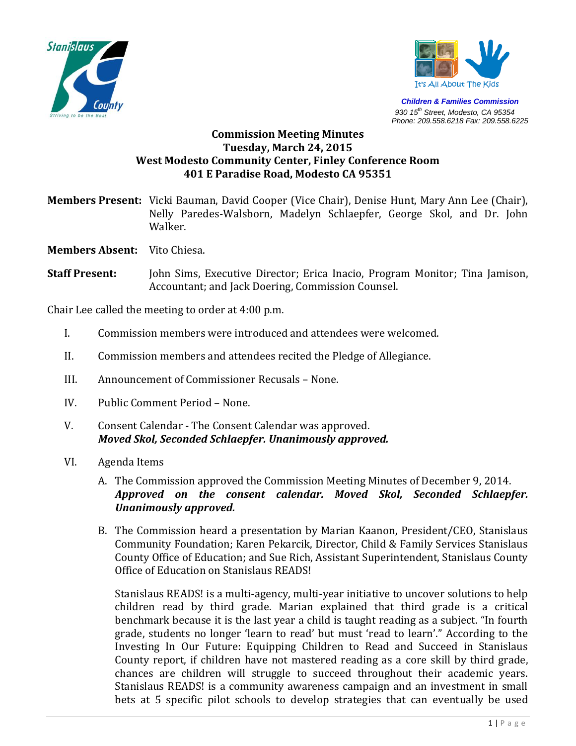Stanislaus County
Striving to be the Best

It's All About The Kids

**Children & Families Commission**
930 15th Street, Modesto, CA 95354
Phone: 209.558.6218 Fax: 209.558.6225

# Commission Meeting Minutes
## Tuesday, March 24, 2015
## West Modesto Community Center, Finley Conference Room
## 401 E Paradise Road, Modesto CA 95351

**Members Present:** Vicki Bauman, David Cooper (Vice Chair), Denise Hunt, Mary Ann Lee (Chair), Nelly Paredes-Walsborn, Madelyn Schlaepfer, George Skol, and Dr. John Walker.

**Members Absent:** Vito Chiesa.

**Staff Present:** John Sims, Executive Director; Erica Inacio, Program Monitor; Tina Jamison, Accountant; and Jack Doering, Commission Counsel.

Chair Lee called the meeting to order at 4:00 p.m.

I. Commission members were introduced and attendees were welcomed.

II. Commission members and attendees recited the Pledge of Allegiance.

III. Announcement of Commissioner Recusals – None.

IV. Public Comment Period – None.

V. Consent Calendar - The Consent Calendar was approved.
***Moved Skol, Seconded Schlaepfer. Unanimously approved.***

VI. Agenda Items

A. The Commission approved the Commission Meeting Minutes of December 9, 2014.
***Approved on the consent calendar. Moved Skol, Seconded Schlaepfer. Unanimously approved.***

B. The Commission heard a presentation by Marian Kaanon, President/CEO, Stanislaus Community Foundation; Karen Pekarcik, Director, Child & Family Services Stanislaus County Office of Education; and Sue Rich, Assistant Superintendent, Stanislaus County Office of Education on Stanislaus READS!

Stanislaus READS! is a multi-agency, multi-year initiative to uncover solutions to help children read by third grade. Marian explained that third grade is a critical benchmark because it is the last year a child is taught reading as a subject. "In fourth grade, students no longer 'learn to read' but must 'read to learn'." According to the Investing In Our Future: Equipping Children to Read and Succeed in Stanislaus County report, if children have not mastered reading as a core skill by third grade, chances are children will struggle to succeed throughout their academic years. Stanislaus READS! is a community awareness campaign and an investment in small bets at 5 specific pilot schools to develop strategies that can eventually be used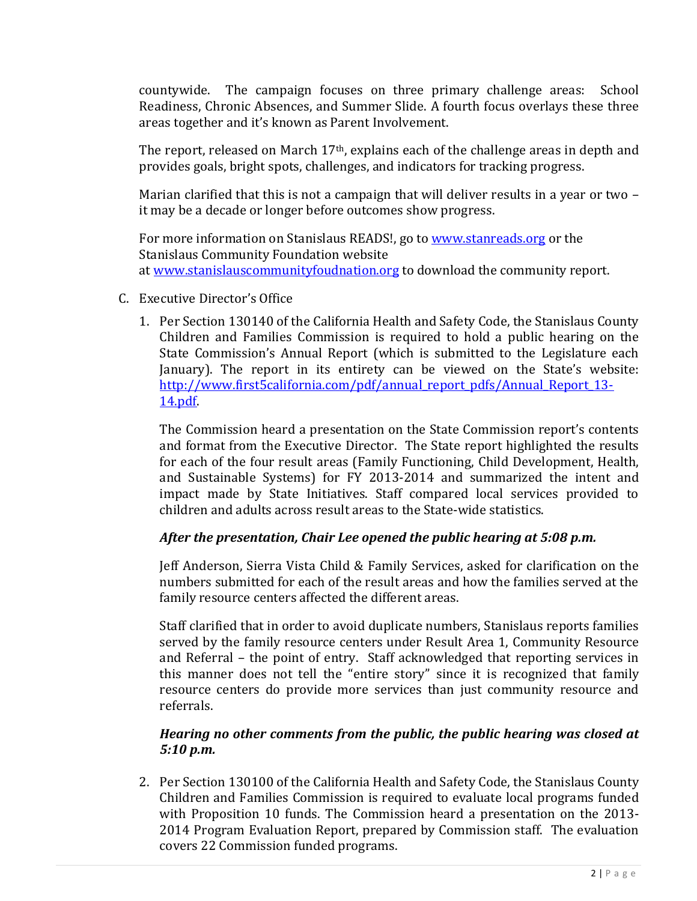countywide. The campaign focuses on three primary challenge areas: School Readiness, Chronic Absences, and Summer Slide. A fourth focus overlays these three areas together and it's known as Parent Involvement.

The report, released on March 17th, explains each of the challenge areas in depth and provides goals, bright spots, challenges, and indicators for tracking progress.

Marian clarified that this is not a campaign that will deliver results in a year or two – it may be a decade or longer before outcomes show progress.

For more information on Stanislaus READS!, go to [www.stanreads.org](www.stanreads.org) or the Stanislaus Community Foundation website at [www.stanislauscommunityfoudnation.org](www.stanislauscommunityfoudnation.org) to download the community report.

C. Executive Director's Office

1. Per Section 130140 of the California Health and Safety Code, the Stanislaus County Children and Families Commission is required to hold a public hearing on the State Commission's Annual Report (which is submitted to the Legislature each January). The report in its entirety can be viewed on the State's website: [http://www.first5california.com/pdf/annual_report_pdfs/Annual_Report_13-14.pdf](http://www.first5california.com/pdf/annual_report_pdfs/Annual_Report_13-14.pdf).

   The Commission heard a presentation on the State Commission report's contents and format from the Executive Director. The State report highlighted the results for each of the four result areas (Family Functioning, Child Development, Health, and Sustainable Systems) for FY 2013-2014 and summarized the intent and impact made by State Initiatives. Staff compared local services provided to children and adults across result areas to the State-wide statistics.

   ***After the presentation, Chair Lee opened the public hearing at 5:08 p.m.***

   Jeff Anderson, Sierra Vista Child & Family Services, asked for clarification on the numbers submitted for each of the result areas and how the families served at the family resource centers affected the different areas.

   Staff clarified that in order to avoid duplicate numbers, Stanislaus reports families served by the family resource centers under Result Area 1, Community Resource and Referral – the point of entry. Staff acknowledged that reporting services in this manner does not tell the "entire story" since it is recognized that family resource centers do provide more services than just community resource and referrals.

   ***Hearing no other comments from the public, the public hearing was closed at 5:10 p.m.***

2. Per Section 130100 of the California Health and Safety Code, the Stanislaus County Children and Families Commission is required to evaluate local programs funded with Proposition 10 funds. The Commission heard a presentation on the 2013-2014 Program Evaluation Report, prepared by Commission staff. The evaluation covers 22 Commission funded programs.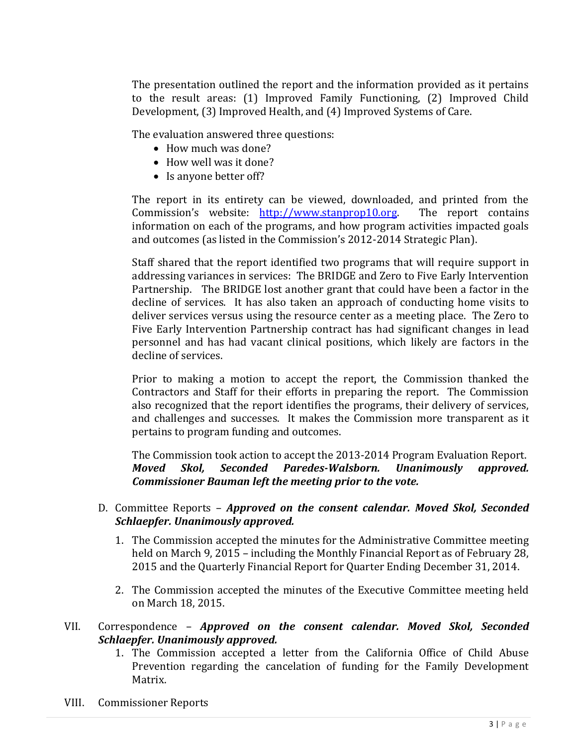The presentation outlined the report and the information provided as it pertains to the result areas: (1) Improved Family Functioning, (2) Improved Child Development, (3) Improved Health, and (4) Improved Systems of Care.

The evaluation answered three questions:

- How much was done?
- How well was it done?
- Is anyone better off?

The report in its entirety can be viewed, downloaded, and printed from the Commission's website: [http://www.stanprop10.org](http://www.stanprop10.org). The report contains information on each of the programs, and how program activities impacted goals and outcomes (as listed in the Commission's 2012-2014 Strategic Plan).

Staff shared that the report identified two programs that will require support in addressing variances in services: The BRIDGE and Zero to Five Early Intervention Partnership. The BRIDGE lost another grant that could have been a factor in the decline of services. It has also taken an approach of conducting home visits to deliver services versus using the resource center as a meeting place. The Zero to Five Early Intervention Partnership contract has had significant changes in lead personnel and has had vacant clinical positions, which likely are factors in the decline of services.

Prior to making a motion to accept the report, the Commission thanked the Contractors and Staff for their efforts in preparing the report. The Commission also recognized that the report identifies the programs, their delivery of services, and challenges and successes. It makes the Commission more transparent as it pertains to program funding and outcomes.

The Commission took action to accept the 2013-2014 Program Evaluation Report. ***Moved Skol, Seconded Paredes-Walsborn. Unanimously approved. Commissioner Bauman left the meeting prior to the vote.***

D. Committee Reports – ***Approved on the consent calendar. Moved Skol, Seconded Schlaepfer. Unanimously approved.***

1. The Commission accepted the minutes for the Administrative Committee meeting held on March 9, 2015 – including the Monthly Financial Report as of February 28, 2015 and the Quarterly Financial Report for Quarter Ending December 31, 2014.

2. The Commission accepted the minutes of the Executive Committee meeting held on March 18, 2015.

VII. Correspondence – ***Approved on the consent calendar. Moved Skol, Seconded Schlaepfer. Unanimously approved.***

1. The Commission accepted a letter from the California Office of Child Abuse Prevention regarding the cancelation of funding for the Family Development Matrix.

VIII. Commissioner Reports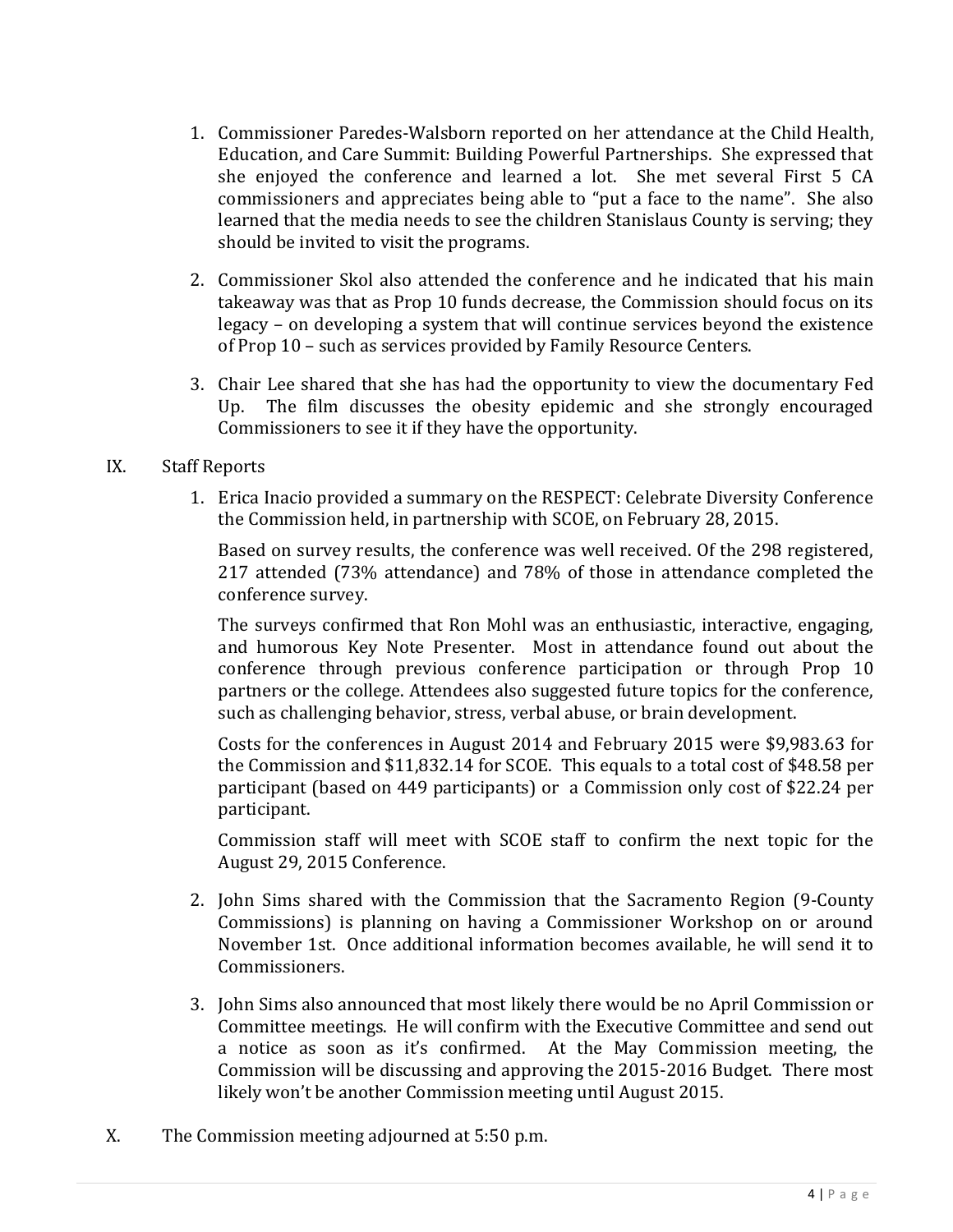1. Commissioner Paredes-Walsborn reported on her attendance at the Child Health, Education, and Care Summit: Building Powerful Partnerships. She expressed that she enjoyed the conference and learned a lot. She met several First 5 CA commissioners and appreciates being able to "put a face to the name". She also learned that the media needs to see the children Stanislaus County is serving; they should be invited to visit the programs.

2. Commissioner Skol also attended the conference and he indicated that his main takeaway was that as Prop 10 funds decrease, the Commission should focus on its legacy – on developing a system that will continue services beyond the existence of Prop 10 – such as services provided by Family Resource Centers.

3. Chair Lee shared that she has had the opportunity to view the documentary Fed Up. The film discusses the obesity epidemic and she strongly encouraged Commissioners to see it if they have the opportunity.

IX. Staff Reports

1. Erica Inacio provided a summary on the RESPECT: Celebrate Diversity Conference the Commission held, in partnership with SCOE, on February 28, 2015.

   Based on survey results, the conference was well received. Of the 298 registered, 217 attended (73% attendance) and 78% of those in attendance completed the conference survey.

   The surveys confirmed that Ron Mohl was an enthusiastic, interactive, engaging, and humorous Key Note Presenter. Most in attendance found out about the conference through previous conference participation or through Prop 10 partners or the college. Attendees also suggested future topics for the conference, such as challenging behavior, stress, verbal abuse, or brain development.

   Costs for the conferences in August 2014 and February 2015 were $9,983.63 for the Commission and $11,832.14 for SCOE. This equals to a total cost of $48.58 per participant (based on 449 participants) or a Commission only cost of $22.24 per participant.

   Commission staff will meet with SCOE staff to confirm the next topic for the August 29, 2015 Conference.

2. John Sims shared with the Commission that the Sacramento Region (9-County Commissions) is planning on having a Commissioner Workshop on or around November 1st. Once additional information becomes available, he will send it to Commissioners.

3. John Sims also announced that most likely there would be no April Commission or Committee meetings. He will confirm with the Executive Committee and send out a notice as soon as it's confirmed. At the May Commission meeting, the Commission will be discussing and approving the 2015-2016 Budget. There most likely won't be another Commission meeting until August 2015.

X. The Commission meeting adjourned at 5:50 p.m.